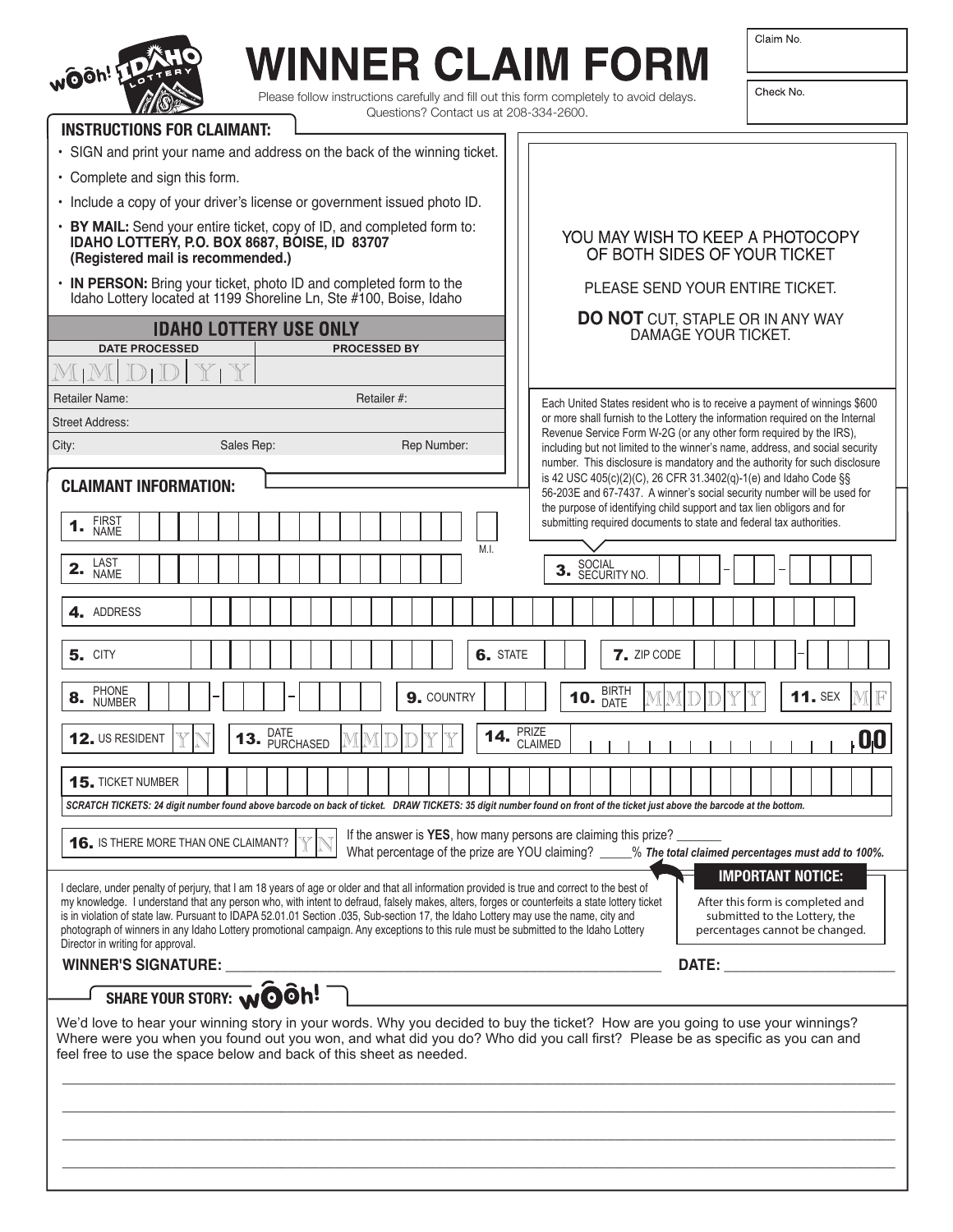# WINNER CLAIM FORM

Please follow instructions carefully and fill out this form completely to avoid delays.
Questions? Contact us at 208-334-2600.

Claim No.

Check No.

## INSTRUCTIONS FOR CLAIMANT:

- SIGN and print your name and address on the back of the winning ticket.
- Complete and sign this form.
- Include a copy of your driver's license or government issued photo ID.
- **BY MAIL:** Send your entire ticket, copy of ID, and completed form to: **IDAHO LOTTERY, P.O. BOX 8687, BOISE, ID 83707 (Registered mail is recommended.)**
- **IN PERSON:** Bring your ticket, photo ID and completed form to the Idaho Lottery located at 1199 Shoreline Ln, Ste #100, Boise, Idaho

YOU MAY WISH TO KEEP A PHOTOCOPY OF BOTH SIDES OF YOUR TICKET

PLEASE SEND YOUR ENTIRE TICKET.

**DO NOT** CUT, STAPLE OR IN ANY WAY DAMAGE YOUR TICKET.

## IDAHO LOTTERY USE ONLY

| DATE PROCESSED | PROCESSED BY | |
|---|---|---|
| MM DD YY | | |
| Retailer Name: | Retailer #: | |
| Street Address: | | |
| City: | Sales Rep: | Rep Number: |

Each United States resident who is to receive a payment of winnings $600 or more shall furnish to the Lottery the information required on the Internal Revenue Service Form W-2G (or any other form required by the IRS), including but not limited to the winner's name, address, and social security number. This disclosure is mandatory and the authority for such disclosure is 42 USC 405(c)(2)(C), 26 CFR 31.3402(q)-1(e) and Idaho Code §§ 56-203E and 67-7437. A winner's social security number will be used for the purpose of identifying child support and tax lien obligors and for submitting required documents to state and federal tax authorities.

## CLAIMANT INFORMATION:

1. FIRST NAME ______ M.I. ______
2. LAST NAME ______
3. SOCIAL SECURITY NO. ___ – __ – ____
4. ADDRESS ______
5. CITY ______
6. STATE ______
7. ZIP CODE _____ – ____
8. PHONE NUMBER ___ – ___ – ____
9. COUNTRY ______
10. BIRTH DATE MM DD YY
11. SEX M F
12. US RESIDENT Y N
13. DATE PURCHASED MM DD YY
14. PRIZE CLAIMED ______.00
15. TICKET NUMBER ______

***SCRATCH TICKETS: 24 digit number found above barcode on back of ticket. DRAW TICKETS: 35 digit number found on front of the ticket just above the barcode at the bottom.***

16. IS THERE MORE THAN ONE CLAIMANT? Y N

If the answer is **YES**, how many persons are claiming this prize? _______
What percentage of the prize are YOU claiming? _____% ***The total claimed percentages must add to 100%.***

**IMPORTANT NOTICE:**
After this form is completed and submitted to the Lottery, the percentages cannot be changed.

I declare, under penalty of perjury, that I am 18 years of age or older and that all information provided is true and correct to the best of my knowledge. I understand that any person who, with intent to defraud, falsely makes, alters, forges or counterfeits a state lottery ticket is in violation of state law. Pursuant to IDAPA 52.01.01 Section .035, Sub-section 17, the Idaho Lottery may use the name, city and photograph of winners in any Idaho Lottery promotional campaign. Any exceptions to this rule must be submitted to the Idaho Lottery Director in writing for approval.

**WINNER'S SIGNATURE:** ________________________ **DATE:** ____________

## SHARE YOUR STORY: WOOH!

We'd love to hear your winning story in your words. Why you decided to buy the ticket? How are you going to use your winnings? Where were you when you found out you won, and what did you do? Who did you call first? Please be as specific as you can and feel free to use the space below and back of this sheet as needed.

______________________________________________

______________________________________________

______________________________________________

______________________________________________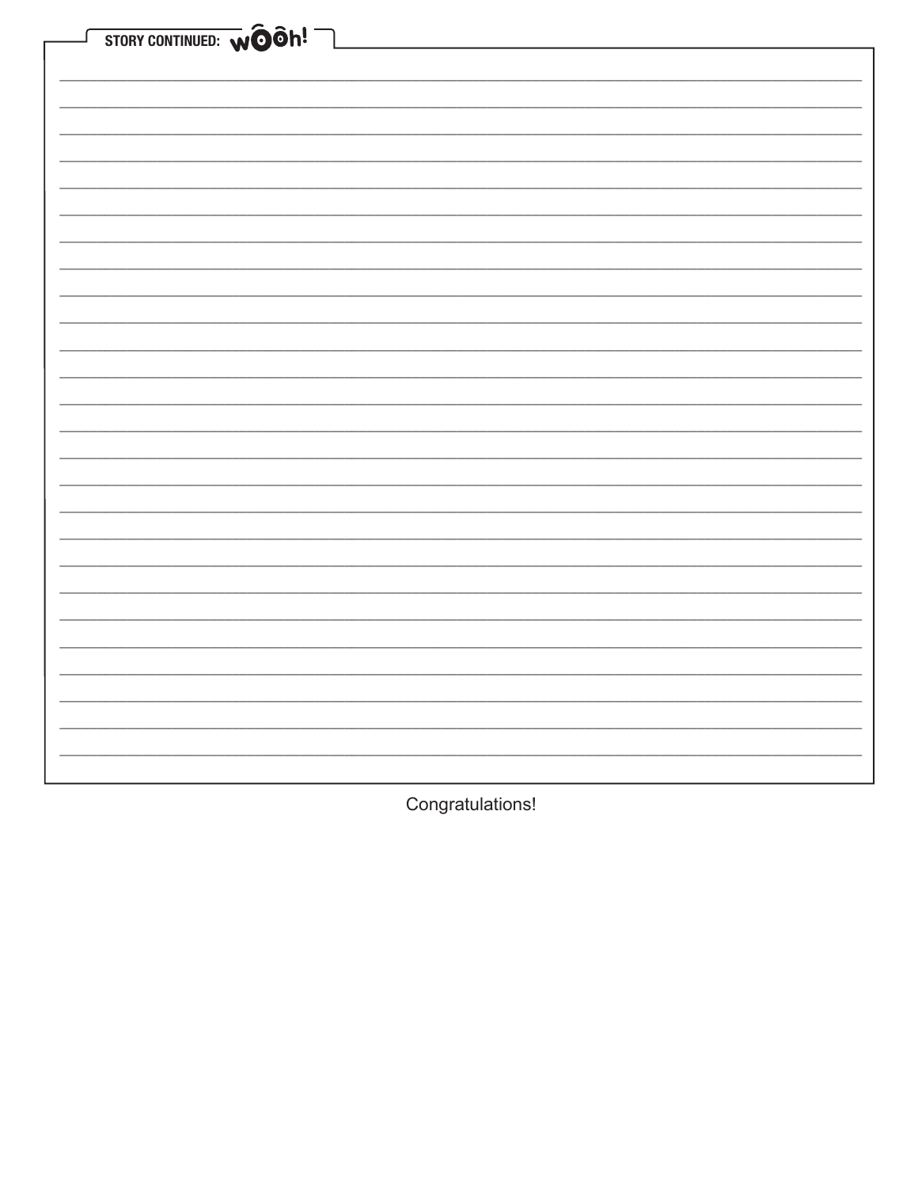STORY CONTINUED: wÔÔh!

Congratulations!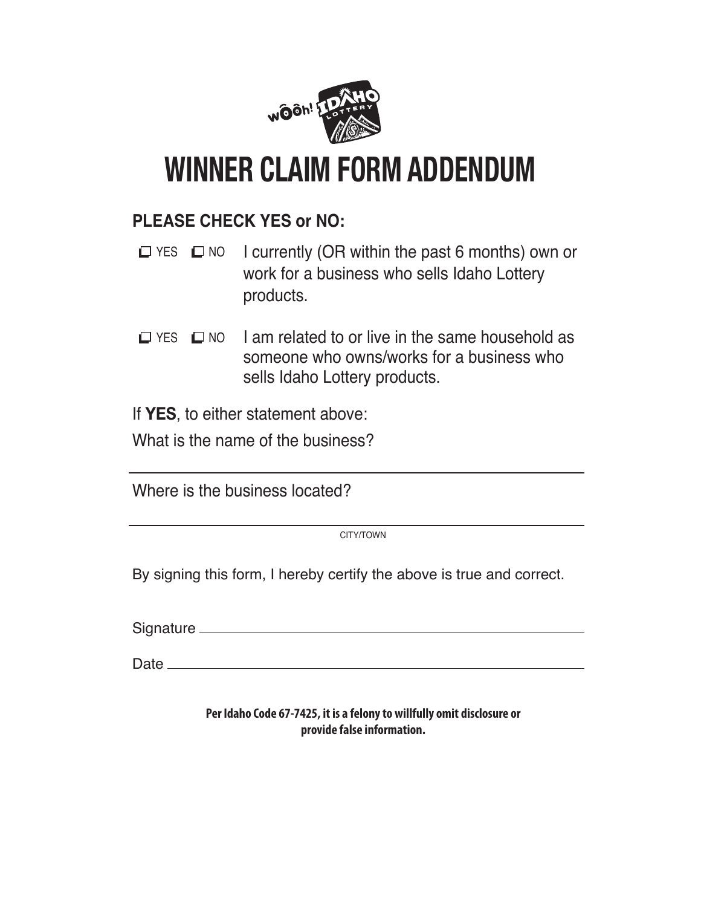# WINNER CLAIM FORM ADDENDUM

**PLEASE CHECK YES or NO:**

☐ YES ☐ NO I currently (OR within the past 6 months) own or work for a business who sells Idaho Lottery products.

☐ YES ☐ NO I am related to or live in the same household as someone who owns/works for a business who sells Idaho Lottery products.

If **YES**, to either statement above:

What is the name of the business?

\_\_\_\_\_\_\_\_\_\_\_\_\_\_\_\_\_\_\_\_\_\_\_\_\_\_\_\_\_\_\_\_\_\_\_\_\_\_\_\_

Where is the business located?

\_\_\_\_\_\_\_\_\_\_\_\_\_\_\_\_\_\_\_\_\_\_\_\_\_\_\_\_\_\_\_\_\_\_\_\_\_\_\_\_

CITY/TOWN

By signing this form, I hereby certify the above is true and correct.

Signature \_\_\_\_\_\_\_\_\_\_\_\_\_\_\_\_\_\_\_\_\_\_\_\_\_\_\_\_\_\_\_\_\_\_\_\_

Date \_\_\_\_\_\_\_\_\_\_\_\_\_\_\_\_\_\_\_\_\_\_\_\_\_\_\_\_\_\_\_\_\_\_\_\_

**Per Idaho Code 67-7425, it is a felony to willfully omit disclosure or provide false information.**